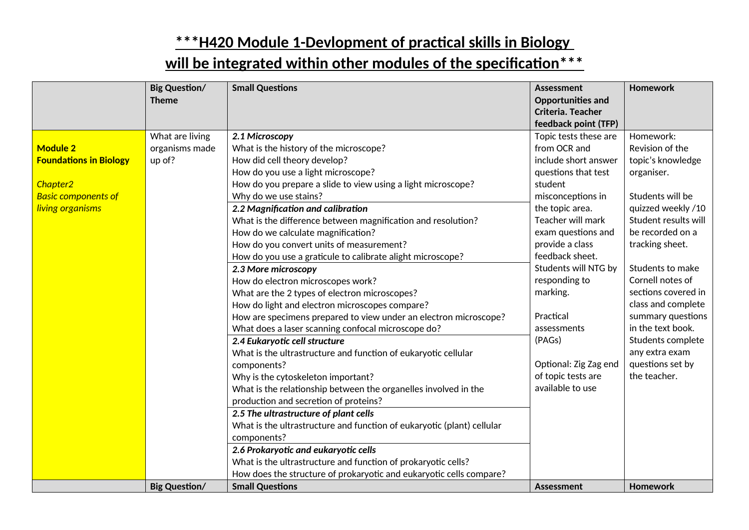# ***H420 Module 1-Devlopment of practical skills in Biology will be integrated within other modules of the specification***

| | Big Question/ Theme | Small Questions | Assessment Opportunities and Criteria. Teacher feedback point (TFP) | Homework |
|---|---|---|---|---|
| **Module 2 Foundations in Biology**<br><br>*Chapter2 Basic components of living organisms* | What are living organisms made up of? | ***2.1 Microscopy***<br>What is the history of the microscope?<br>How did cell theory develop?<br>How do you use a light microscope?<br>How do you prepare a slide to view using a light microscope?<br>Why do we use stains?<br>***2.2 Magnification and calibration***<br>What is the difference between magnification and resolution?<br>How do we calculate magnification?<br>How do you convert units of measurement?<br>How do you use a graticule to calibrate alight microscope?<br>***2.3 More microscopy***<br>How do electron microscopes work?<br>What are the 2 types of electron microscopes?<br>How do light and electron microscopes compare?<br>How are specimens prepared to view under an electron microscope?<br>What does a laser scanning confocal microscope do?<br>***2.4 Eukaryotic cell structure***<br>What is the ultrastructure and function of eukaryotic cellular components?<br>Why is the cytoskeleton important?<br>What is the relationship between the organelles involved in the production and secretion of proteins?<br>***2.5 The ultrastructure of plant cells***<br>What is the ultrastructure and function of eukaryotic (plant) cellular components?<br>***2.6 Prokaryotic and eukaryotic cells***<br>What is the ultrastructure and function of prokaryotic cells?<br>How does the structure of prokaryotic and eukaryotic cells compare? | Topic tests these are from OCR and include short answer questions that test student misconceptions in the topic area. Teacher will mark exam questions and provide a class feedback sheet. Students will NTG by responding to marking.<br><br>Practical assessments (PAGs)<br><br>Optional: Zig Zag end of topic tests are available to use | Homework: Revision of the topic's knowledge organiser.<br><br>Students will be quizzed weekly /10 Student results will be recorded on a tracking sheet.<br><br>Students to make Cornell notes of sections covered in class and complete summary questions in the text book. Students complete any extra exam questions set by the teacher. |
| | **Big Question/** | **Small Questions** | **Assessment** | **Homework** |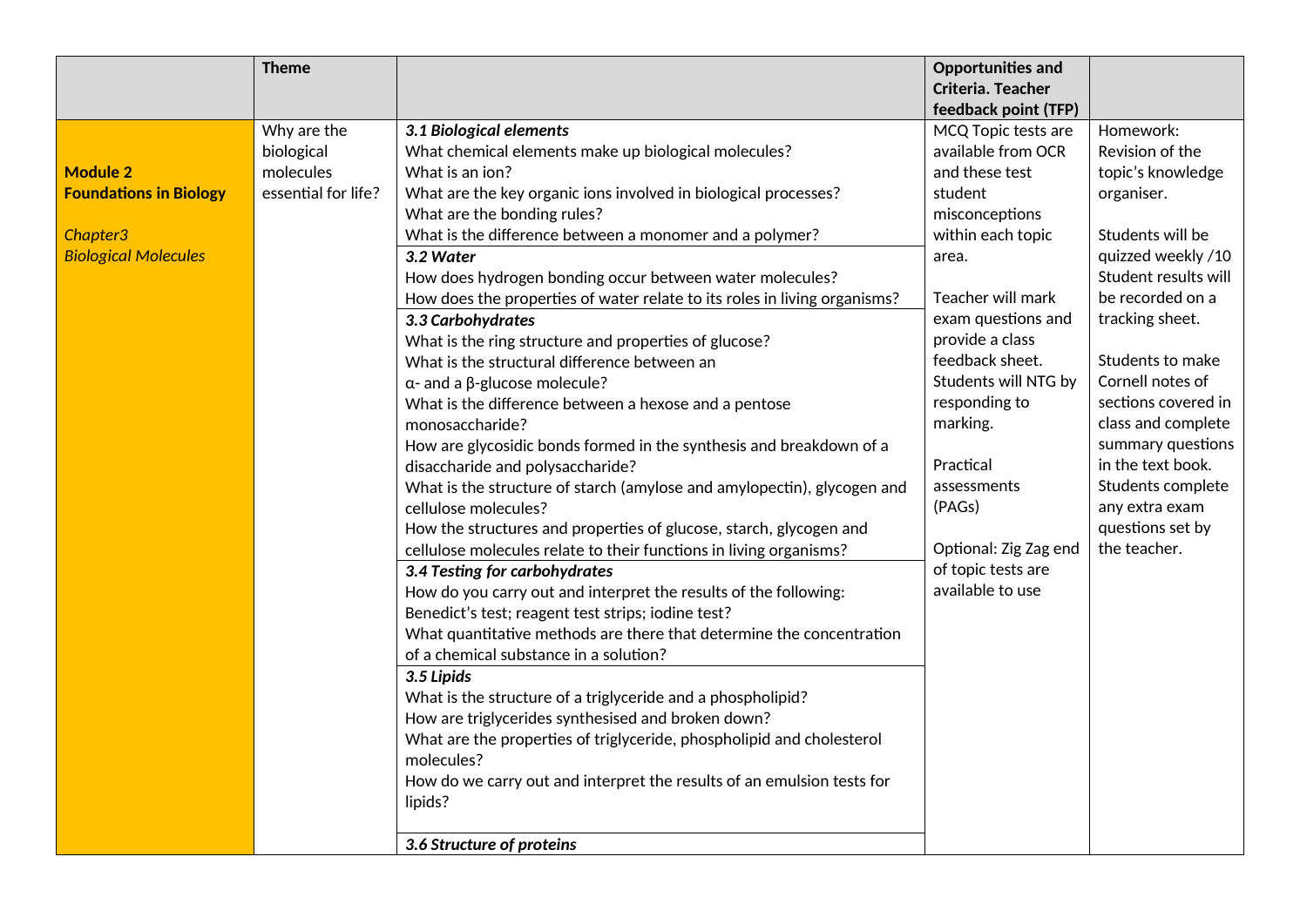| | Theme | | Opportunities and Criteria. Teacher feedback point (TFP) | |
|---|---|---|---|---|
| **Module 2** <br> **Foundations in Biology** <br><br> *Chapter3* <br> *Biological Molecules* | Why are the biological molecules essential for life? | ***3.1 Biological elements*** <br> What chemical elements make up biological molecules? <br> What is an ion? <br> What are the key organic ions involved in biological processes? <br> What are the bonding rules? <br> What is the difference between a monomer and a polymer? | MCQ Topic tests are available from OCR and these test student misconceptions within each topic area. <br><br> Teacher will mark exam questions and provide a class feedback sheet. Students will NTG by responding to marking. <br><br> Practical assessments (PAGs) <br><br> Optional: Zig Zag end of topic tests are available to use | Homework: Revision of the topic's knowledge organiser. <br><br> Students will be quizzed weekly /10 Student results will be recorded on a tracking sheet. <br><br> Students to make Cornell notes of sections covered in class and complete summary questions in the text book. Students complete any extra exam questions set by the teacher. |
| | | ***3.2 Water*** <br> How does hydrogen bonding occur between water molecules? <br> How does the properties of water relate to its roles in living organisms? | | |
| | | ***3.3 Carbohydrates*** <br> What is the ring structure and properties of glucose? <br> What is the structural difference between an α- and a β-glucose molecule? <br> What is the difference between a hexose and a pentose monosaccharide? <br> How are glycosidic bonds formed in the synthesis and breakdown of a disaccharide and polysaccharide? <br> What is the structure of starch (amylose and amylopectin), glycogen and cellulose molecules? <br> How the structures and properties of glucose, starch, glycogen and cellulose molecules relate to their functions in living organisms? | | |
| | | ***3.4 Testing for carbohydrates*** <br> How do you carry out and interpret the results of the following: Benedict's test; reagent test strips; iodine test? <br> What quantitative methods are there that determine the concentration of a chemical substance in a solution? | | |
| | | ***3.5 Lipids*** <br> What is the structure of a triglyceride and a phospholipid? <br> How are triglycerides synthesised and broken down? <br> What are the properties of triglyceride, phospholipid and cholesterol molecules? <br> How do we carry out and interpret the results of an emulsion tests for lipids? | | |
| | | ***3.6 Structure of proteins*** | | |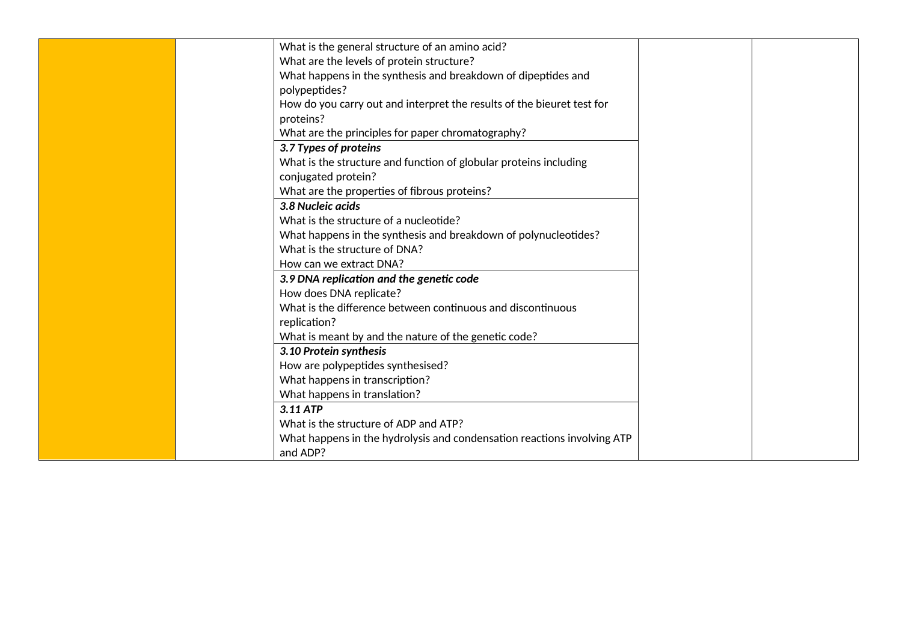| | | | | |
|---|---|---|---|---|
| | | What is the general structure of an amino acid?<br>What are the levels of protein structure?<br>What happens in the synthesis and breakdown of dipeptides and polypeptides?<br>How do you carry out and interpret the results of the bieuret test for proteins?<br>What are the principles for paper chromatography? | | |
| | | ***3.7 Types of proteins***<br>What is the structure and function of globular proteins including conjugated protein?<br>What are the properties of fibrous proteins? | | |
| | | ***3.8 Nucleic acids***<br>What is the structure of a nucleotide?<br>What happens in the synthesis and breakdown of polynucleotides?<br>What is the structure of DNA?<br>How can we extract DNA? | | |
| | | ***3.9 DNA replication and the genetic code***<br>How does DNA replicate?<br>What is the difference between continuous and discontinuous replication?<br>What is meant by and the nature of the genetic code? | | |
| | | ***3.10 Protein synthesis***<br>How are polypeptides synthesised?<br>What happens in transcription?<br>What happens in translation? | | |
| | | ***3.11 ATP***<br>What is the structure of ADP and ATP?<br>What happens in the hydrolysis and condensation reactions involving ATP and ADP? | | |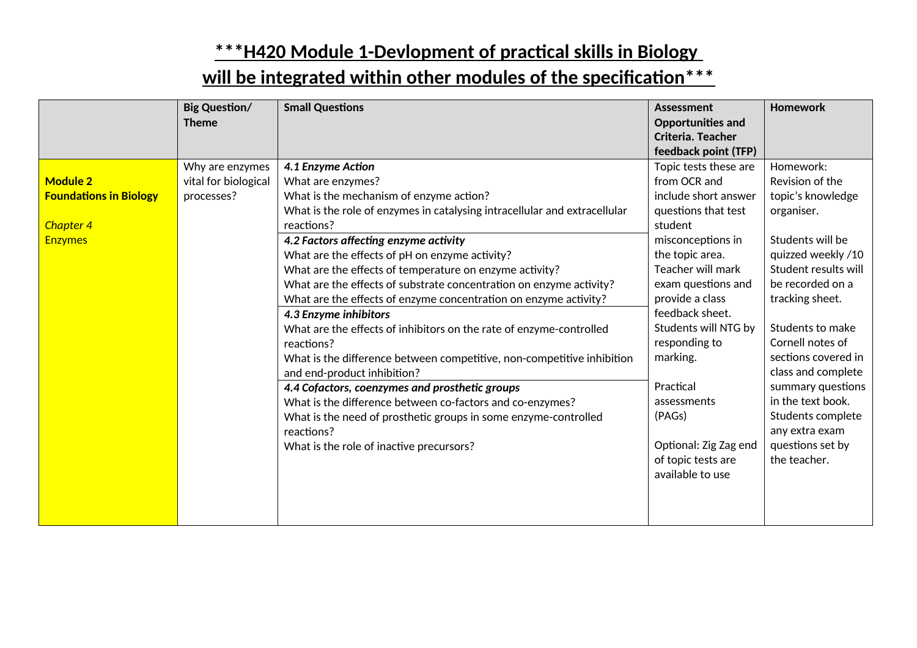## ***H420 Module 1-Devlopment of practical skills in Biology will be integrated within other modules of the specification***

| | Big Question/ Theme | Small Questions | Assessment Opportunities and Criteria. Teacher feedback point (TFP) | Homework |
|---|---|---|---|---|
| **Module 2 Foundations in Biology**<br><br>*Chapter 4*<br>Enzymes | Why are enzymes vital for biological processes? | ***4.1 Enzyme Action***<br>What are enzymes?<br>What is the mechanism of enzyme action?<br>What is the role of enzymes in catalysing intracellular and extracellular reactions?<br>***4.2 Factors affecting enzyme activity***<br>What are the effects of pH on enzyme activity?<br>What are the effects of temperature on enzyme activity?<br>What are the effects of substrate concentration on enzyme activity?<br>What are the effects of enzyme concentration on enzyme activity?<br>***4.3 Enzyme inhibitors***<br>What are the effects of inhibitors on the rate of enzyme-controlled reactions?<br>What is the difference between competitive, non-competitive inhibition and end-product inhibition?<br>***4.4 Cofactors, coenzymes and prosthetic groups***<br>What is the difference between co-factors and co-enzymes?<br>What is the need of prosthetic groups in some enzyme-controlled reactions?<br>What is the role of inactive precursors? | Topic tests these are from OCR and include short answer questions that test student misconceptions in the topic area. Teacher will mark exam questions and provide a class feedback sheet. Students will NTG by responding to marking.<br><br>Practical assessments (PAGs)<br><br>Optional: Zig Zag end of topic tests are available to use | Homework: Revision of the topic's knowledge organiser.<br><br>Students will be quizzed weekly /10 Student results will be recorded on a tracking sheet.<br><br>Students to make Cornell notes of sections covered in class and complete summary questions in the text book. Students complete any extra exam questions set by the teacher. |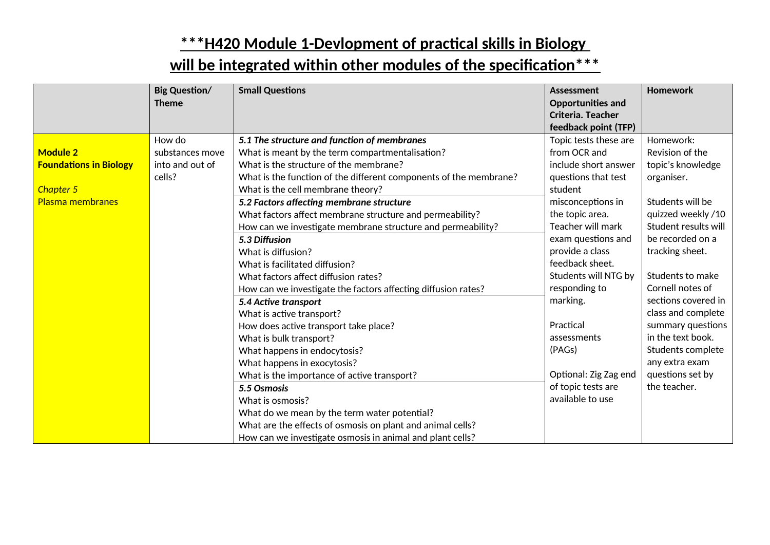# ***H420 Module 1-Devlopment of practical skills in Biology will be integrated within other modules of the specification***

| | Big Question/ Theme | Small Questions | Assessment Opportunities and Criteria. Teacher feedback point (TFP) | Homework |
|---|---|---|---|---|
| **Module 2** **Foundations in Biology** *Chapter 5* Plasma membranes | How do substances move into and out of cells? | ***5.1 The structure and function of membranes*** What is meant by the term compartmentalisation? What is the structure of the membrane? What is the function of the different components of the membrane? What is the cell membrane theory? ***5.2 Factors affecting membrane structure*** What factors affect membrane structure and permeability? How can we investigate membrane structure and permeability? ***5.3 Diffusion*** What is diffusion? What is facilitated diffusion? What factors affect diffusion rates? How can we investigate the factors affecting diffusion rates? ***5.4 Active transport*** What is active transport? How does active transport take place? What is bulk transport? What happens in endocytosis? What happens in exocytosis? What is the importance of active transport? ***5.5 Osmosis*** What is osmosis? What do we mean by the term water potential? What are the effects of osmosis on plant and animal cells? How can we investigate osmosis in animal and plant cells? | Topic tests these are from OCR and include short answer questions that test student misconceptions in the topic area. Teacher will mark exam questions and provide a class feedback sheet. Students will NTG by responding to marking. Practical assessments (PAGs) Optional: Zig Zag end of topic tests are available to use | Homework: Revision of the topic's knowledge organiser. Students will be quizzed weekly /10 Student results will be recorded on a tracking sheet. Students to make Cornell notes of sections covered in class and complete summary questions in the text book. Students complete any extra exam questions set by the teacher. |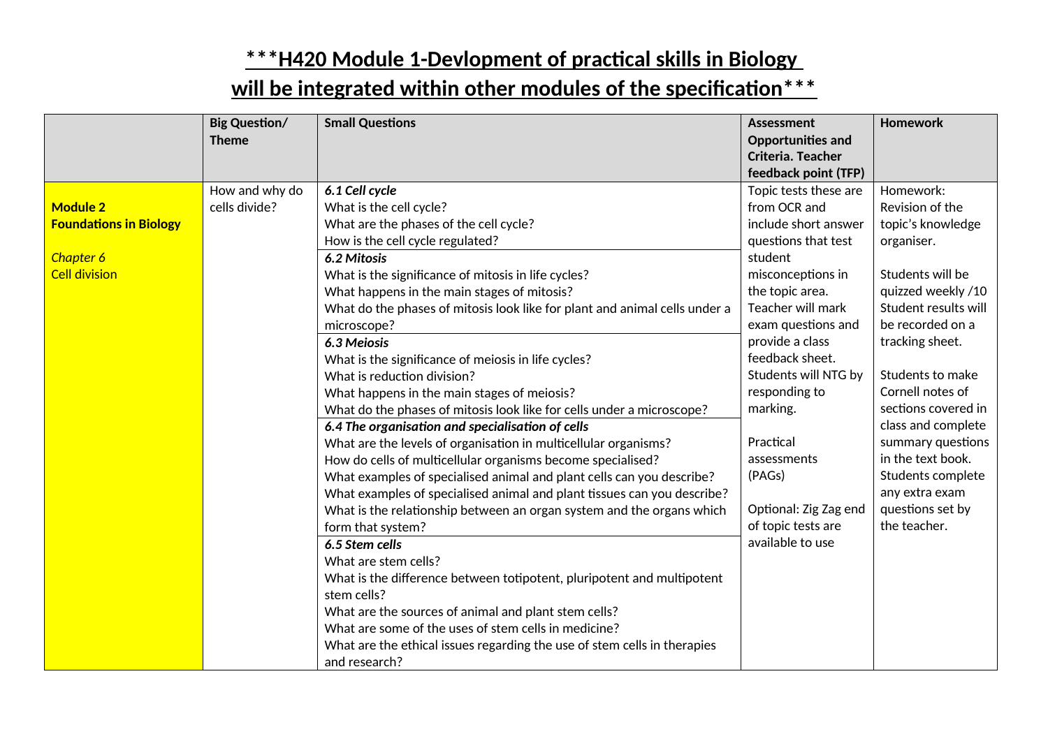**\*\*\*H420 Module 1-Devlopment of practical skills in Biology will be integrated within other modules of the specification\*\*\***

| | Big Question/ Theme | Small Questions | Assessment Opportunities and Criteria. Teacher feedback point (TFP) | Homework |
|---|---|---|---|---|
| **Module 2 Foundations in Biology**<br><br>*Chapter 6*<br>Cell division | How and why do cells divide? | ***6.1 Cell cycle***<br>What is the cell cycle?<br>What are the phases of the cell cycle?<br>How is the cell cycle regulated?<br>***6.2 Mitosis***<br>What is the significance of mitosis in life cycles?<br>What happens in the main stages of mitosis?<br>What do the phases of mitosis look like for plant and animal cells under a microscope?<br>***6.3 Meiosis***<br>What is the significance of meiosis in life cycles?<br>What is reduction division?<br>What happens in the main stages of meiosis?<br>What do the phases of mitosis look like for cells under a microscope?<br>***6.4 The organisation and specialisation of cells***<br>What are the levels of organisation in multicellular organisms?<br>How do cells of multicellular organisms become specialised?<br>What examples of specialised animal and plant cells can you describe?<br>What examples of specialised animal and plant tissues can you describe?<br>What is the relationship between an organ system and the organs which form that system?<br>***6.5 Stem cells***<br>What are stem cells?<br>What is the difference between totipotent, pluripotent and multipotent stem cells?<br>What are the sources of animal and plant stem cells?<br>What are some of the uses of stem cells in medicine?<br>What are the ethical issues regarding the use of stem cells in therapies and research? | Topic tests these are from OCR and include short answer questions that test student misconceptions in the topic area. Teacher will mark exam questions and provide a class feedback sheet. Students will NTG by responding to marking.<br><br>Practical assessments (PAGs)<br><br>Optional: Zig Zag end of topic tests are available to use | Homework: Revision of the topic's knowledge organiser.<br><br>Students will be quizzed weekly /10 Student results will be recorded on a tracking sheet.<br><br>Students to make Cornell notes of sections covered in class and complete summary questions in the text book. Students complete any extra exam questions set by the teacher. |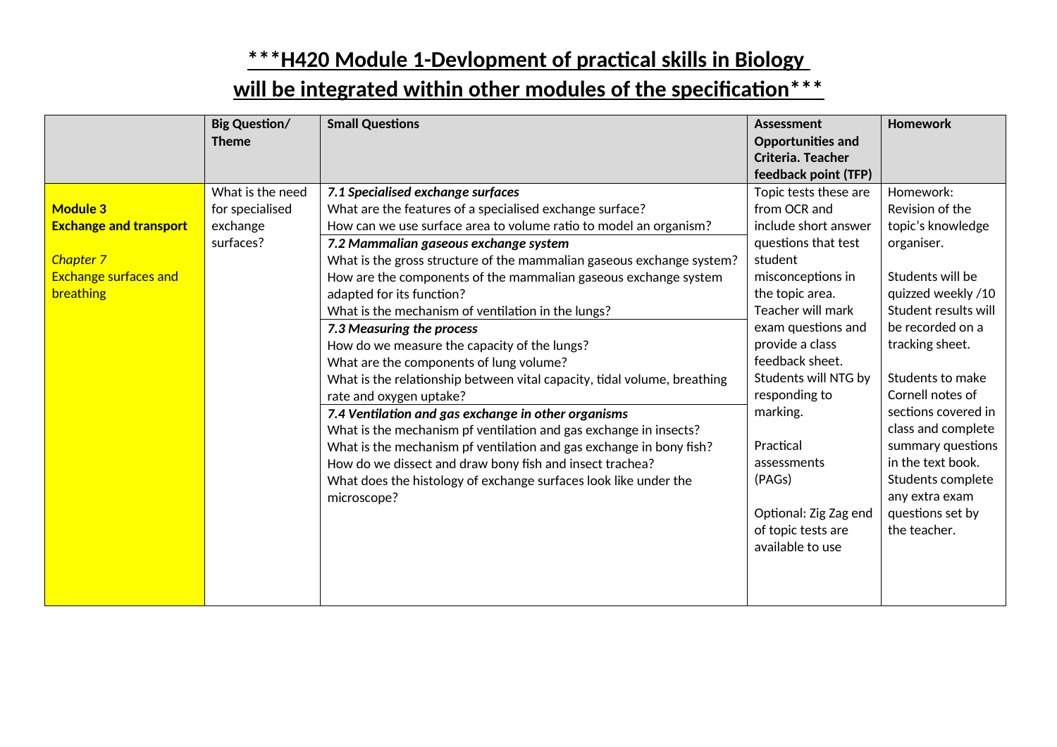# ***H420 Module 1-Devlopment of practical skills in Biology will be integrated within other modules of the specification***

| | Big Question/ Theme | Small Questions | Assessment Opportunities and Criteria. Teacher feedback point (TFP) | Homework |
|---|---|---|---|---|
| **Module 3**<br>**Exchange and transport**<br><br>*Chapter 7*<br>Exchange surfaces and breathing | What is the need for specialised exchange surfaces? | ***7.1 Specialised exchange surfaces***<br>What are the features of a specialised exchange surface?<br>How can we use surface area to volume ratio to model an organism?<br>***7.2 Mammalian gaseous exchange system***<br>What is the gross structure of the mammalian gaseous exchange system?<br>How are the components of the mammalian gaseous exchange system adapted for its function?<br>What is the mechanism of ventilation in the lungs?<br>***7.3 Measuring the process***<br>How do we measure the capacity of the lungs?<br>What are the components of lung volume?<br>What is the relationship between vital capacity, tidal volume, breathing rate and oxygen uptake?<br>***7.4 Ventilation and gas exchange in other organisms***<br>What is the mechanism pf ventilation and gas exchange in insects?<br>What is the mechanism pf ventilation and gas exchange in bony fish?<br>How do we dissect and draw bony fish and insect trachea?<br>What does the histology of exchange surfaces look like under the microscope? | Topic tests these are from OCR and include short answer questions that test student misconceptions in the topic area. Teacher will mark exam questions and provide a class feedback sheet. Students will NTG by responding to marking.<br><br>Practical assessments (PAGs)<br><br>Optional: Zig Zag end of topic tests are available to use | Homework: Revision of the topic's knowledge organiser.<br><br>Students will be quizzed weekly /10 Student results will be recorded on a tracking sheet.<br><br>Students to make Cornell notes of sections covered in class and complete summary questions in the text book. Students complete any extra exam questions set by the teacher. |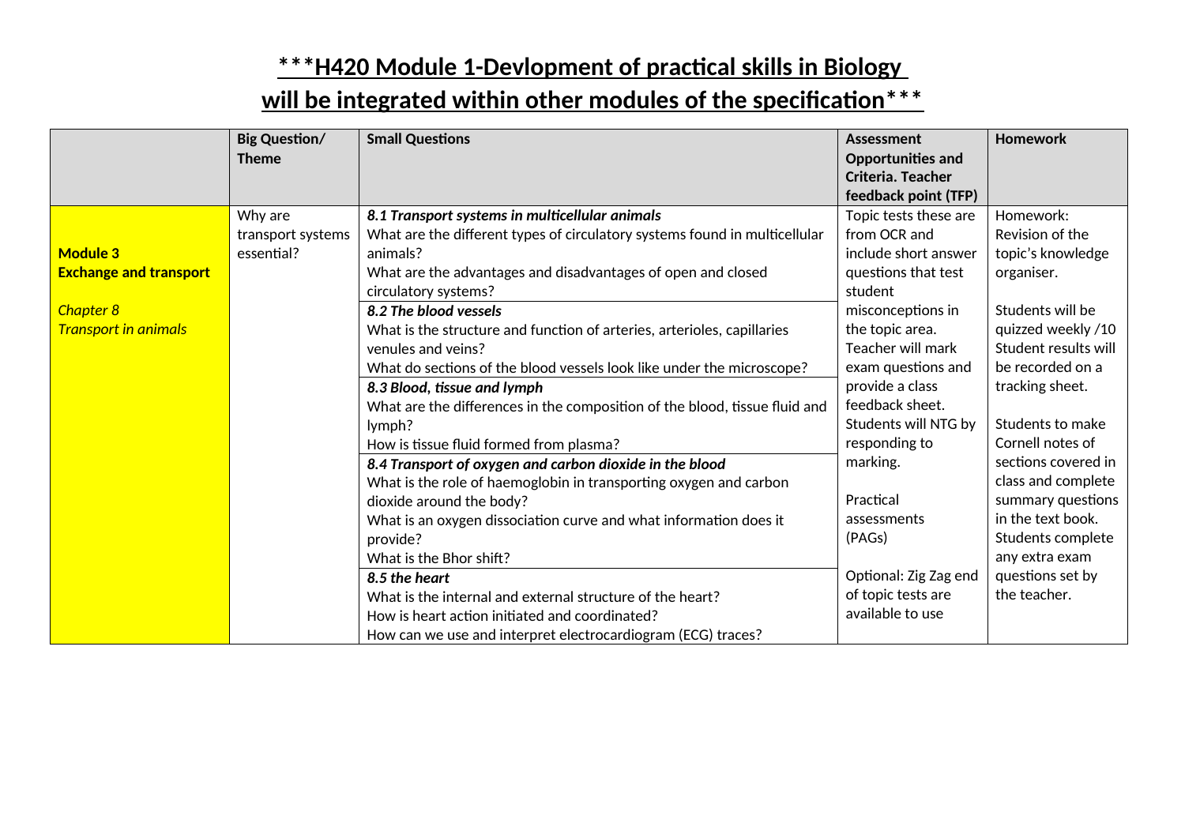## \*\*\*H420 Module 1-Devlopment of practical skills in Biology will be integrated within other modules of the specification\*\*\*

| | Big Question/ Theme | Small Questions | Assessment Opportunities and Criteria. Teacher feedback point (TFP) | Homework |
|---|---|---|---|---|
| **Module 3** **Exchange and transport** *Chapter 8* *Transport in animals* | Why are transport systems essential? | ***8.1 Transport systems in multicellular animals*** What are the different types of circulatory systems found in multicellular animals? What are the advantages and disadvantages of open and closed circulatory systems? ***8.2 The blood vessels*** What is the structure and function of arteries, arterioles, capillaries venules and veins? What do sections of the blood vessels look like under the microscope? ***8.3 Blood, tissue and lymph*** What are the differences in the composition of the blood, tissue fluid and lymph? How is tissue fluid formed from plasma? ***8.4 Transport of oxygen and carbon dioxide in the blood*** What is the role of haemoglobin in transporting oxygen and carbon dioxide around the body? What is an oxygen dissociation curve and what information does it provide? What is the Bhor shift? ***8.5 the heart*** What is the internal and external structure of the heart? How is heart action initiated and coordinated? How can we use and interpret electrocardiogram (ECG) traces? | Topic tests these are from OCR and include short answer questions that test student misconceptions in the topic area. Teacher will mark exam questions and provide a class feedback sheet. Students will NTG by responding to marking. Practical assessments (PAGs) Optional: Zig Zag end of topic tests are available to use | Homework: Revision of the topic's knowledge organiser. Students will be quizzed weekly /10 Student results will be recorded on a tracking sheet. Students to make Cornell notes of sections covered in class and complete summary questions in the text book. Students complete any extra exam questions set by the teacher. |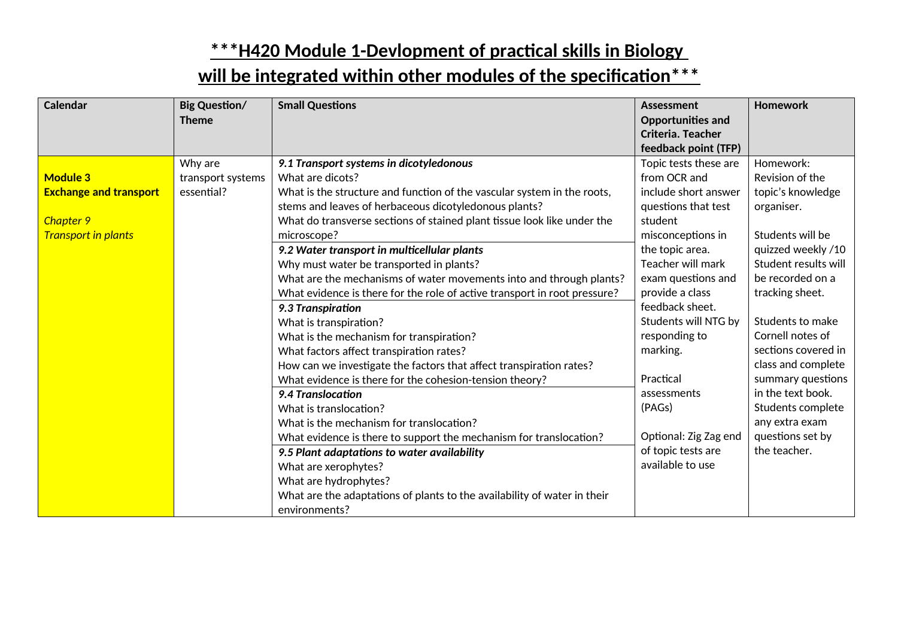# ***H420 Module 1-Devlopment of practical skills in Biology will be integrated within other modules of the specification***

| Calendar | Big Question/ Theme | Small Questions | Assessment Opportunities and Criteria. Teacher feedback point (TFP) | Homework |
|---|---|---|---|---|
| **Module 3**<br>**Exchange and transport**<br><br>*Chapter 9*<br>*Transport in plants* | Why are transport systems essential? | ***9.1 Transport systems in dicotyledonous***<br>What are dicots?<br>What is the structure and function of the vascular system in the roots, stems and leaves of herbaceous dicotyledonous plants?<br>What do transverse sections of stained plant tissue look like under the microscope?<br>***9.2 Water transport in multicellular plants***<br>Why must water be transported in plants?<br>What are the mechanisms of water movements into and through plants?<br>What evidence is there for the role of active transport in root pressure?<br>***9.3 Transpiration***<br>What is transpiration?<br>What is the mechanism for transpiration?<br>What factors affect transpiration rates?<br>How can we investigate the factors that affect transpiration rates?<br>What evidence is there for the cohesion-tension theory?<br>***9.4 Translocation***<br>What is translocation?<br>What is the mechanism for translocation?<br>What evidence is there to support the mechanism for translocation?<br>***9.5 Plant adaptations to water availability***<br>What are xerophytes?<br>What are hydrophytes?<br>What are the adaptations of plants to the availability of water in their environments? | Topic tests these are from OCR and include short answer questions that test student misconceptions in the topic area. Teacher will mark exam questions and provide a class feedback sheet. Students will NTG by responding to marking.<br><br>Practical assessments (PAGs)<br><br>Optional: Zig Zag end of topic tests are available to use | Homework: Revision of the topic's knowledge organiser.<br><br>Students will be quizzed weekly /10 Student results will be recorded on a tracking sheet.<br><br>Students to make Cornell notes of sections covered in class and complete summary questions in the text book. Students complete any extra exam questions set by the teacher. |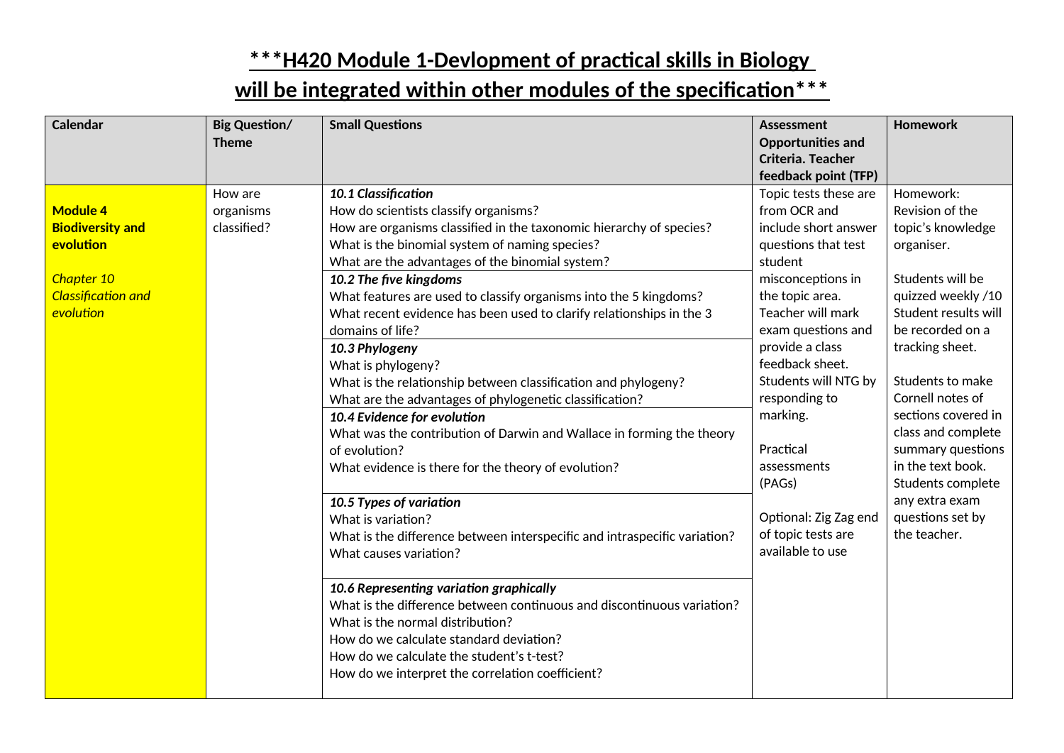# ***H420 Module 1-Devlopment of practical skills in Biology will be integrated within other modules of the specification***

| Calendar | Big Question/ Theme | Small Questions | Assessment Opportunities and Criteria. Teacher feedback point (TFP) | Homework |
|---|---|---|---|---|
| **Module 4 Biodiversity and evolution**<br><br>*Chapter 10 Classification and evolution* | How are organisms classified? | ***10.1 Classification***<br>How do scientists classify organisms?<br>How are organisms classified in the taxonomic hierarchy of species?<br>What is the binomial system of naming species?<br>What are the advantages of the binomial system?<br>***10.2 The five kingdoms***<br>What features are used to classify organisms into the 5 kingdoms?<br>What recent evidence has been used to clarify relationships in the 3 domains of life?<br>***10.3 Phylogeny***<br>What is phylogeny?<br>What is the relationship between classification and phylogeny?<br>What are the advantages of phylogenetic classification?<br>***10.4 Evidence for evolution***<br>What was the contribution of Darwin and Wallace in forming the theory of evolution?<br>What evidence is there for the theory of evolution?<br>***10.5 Types of variation***<br>What is variation?<br>What is the difference between interspecific and intraspecific variation?<br>What causes variation?<br>***10.6 Representing variation graphically***<br>What is the difference between continuous and discontinuous variation?<br>What is the normal distribution?<br>How do we calculate standard deviation?<br>How do we calculate the student's t-test?<br>How do we interpret the correlation coefficient? | Topic tests these are from OCR and include short answer questions that test student misconceptions in the topic area. Teacher will mark exam questions and provide a class feedback sheet. Students will NTG by responding to marking.<br><br>Practical assessments (PAGs)<br><br>Optional: Zig Zag end of topic tests are available to use | Homework: Revision of the topic's knowledge organiser.<br><br>Students will be quizzed weekly /10 Student results will be recorded on a tracking sheet.<br><br>Students to make Cornell notes of sections covered in class and complete summary questions in the text book. Students complete any extra exam questions set by the teacher. |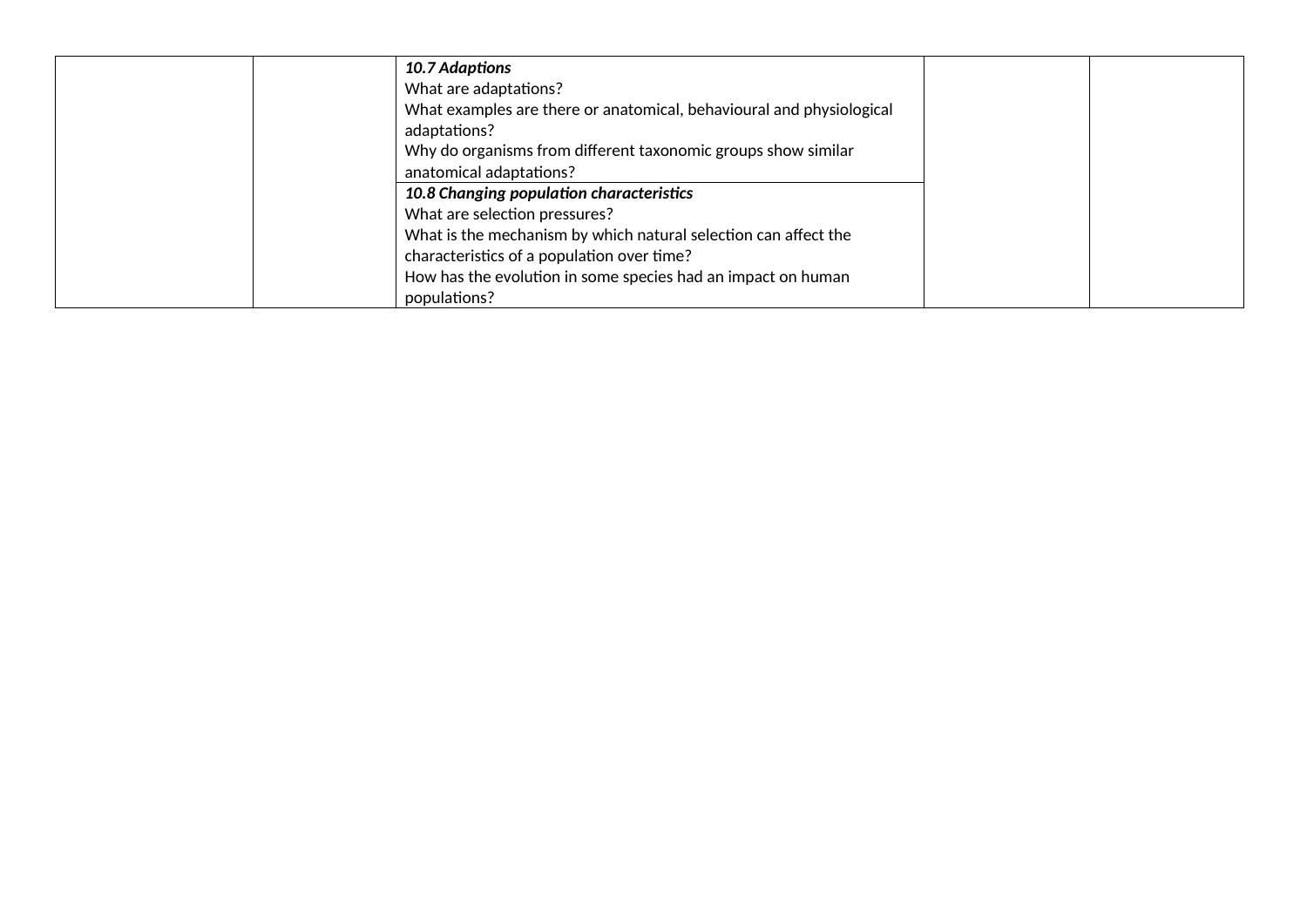|  |  |  |  |  |
|---|---|---|---|---|
|  |  | ***10.7 Adaptions***<br>What are adaptations?<br>What examples are there or anatomical, behavioural and physiological adaptations?<br>Why do organisms from different taxonomic groups show similar anatomical adaptations? |  |  |
|  |  | ***10.8 Changing population characteristics***<br>What are selection pressures?<br>What is the mechanism by which natural selection can affect the characteristics of a population over time?<br>How has the evolution in some species had an impact on human populations? |  |  |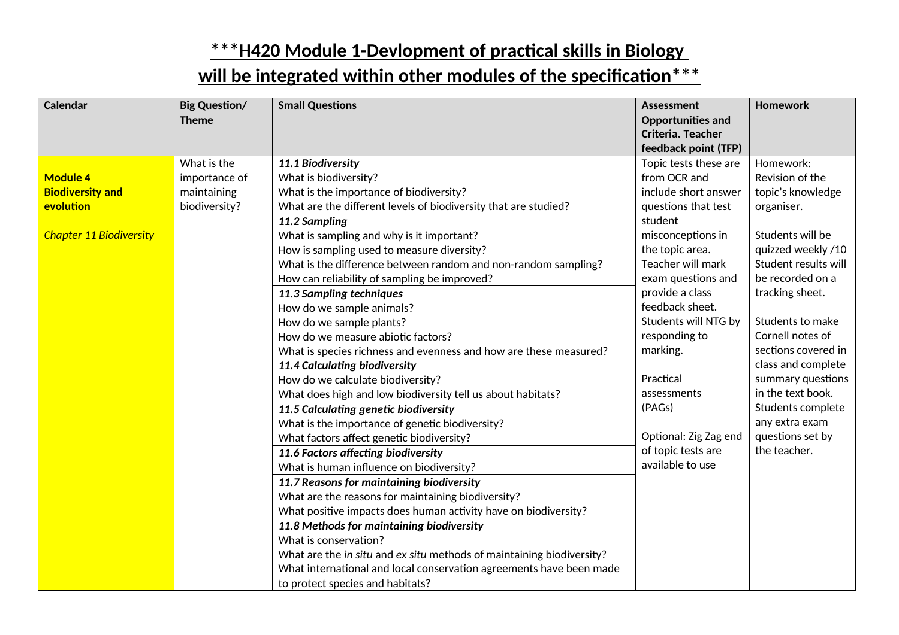# ***H420 Module 1-Devlopment of practical skills in Biology will be integrated within other modules of the specification***

| Calendar | Big Question/ Theme | Small Questions | Assessment Opportunities and Criteria. Teacher feedback point (TFP) | Homework |
|---|---|---|---|---|
| **Module 4 Biodiversity and evolution**<br><br>*Chapter 11 Biodiversity* | What is the importance of maintaining biodiversity? | ***11.1 Biodiversity***<br>What is biodiversity?<br>What is the importance of biodiversity?<br>What are the different levels of biodiversity that are studied?<br>***11.2 Sampling***<br>What is sampling and why is it important?<br>How is sampling used to measure diversity?<br>What is the difference between random and non-random sampling?<br>How can reliability of sampling be improved?<br>***11.3 Sampling techniques***<br>How do we sample animals?<br>How do we sample plants?<br>How do we measure abiotic factors?<br>What is species richness and evenness and how are these measured?<br>***11.4 Calculating biodiversity***<br>How do we calculate biodiversity?<br>What does high and low biodiversity tell us about habitats?<br>***11.5 Calculating genetic biodiversity***<br>What is the importance of genetic biodiversity?<br>What factors affect genetic biodiversity?<br>***11.6 Factors affecting biodiversity***<br>What is human influence on biodiversity?<br>***11.7 Reasons for maintaining biodiversity***<br>What are the reasons for maintaining biodiversity?<br>What positive impacts does human activity have on biodiversity?<br>***11.8 Methods for maintaining biodiversity***<br>What is conservation?<br>What are the *in situ* and *ex situ* methods of maintaining biodiversity?<br>What international and local conservation agreements have been made to protect species and habitats? | Topic tests these are from OCR and include short answer questions that test student misconceptions in the topic area. Teacher will mark exam questions and provide a class feedback sheet. Students will NTG by responding to marking.<br><br>Practical assessments (PAGs)<br><br>Optional: Zig Zag end of topic tests are available to use | Homework: Revision of the topic's knowledge organiser.<br><br>Students will be quizzed weekly /10 Student results will be recorded on a tracking sheet.<br><br>Students to make Cornell notes of sections covered in class and complete summary questions in the text book. Students complete any extra exam questions set by the teacher. |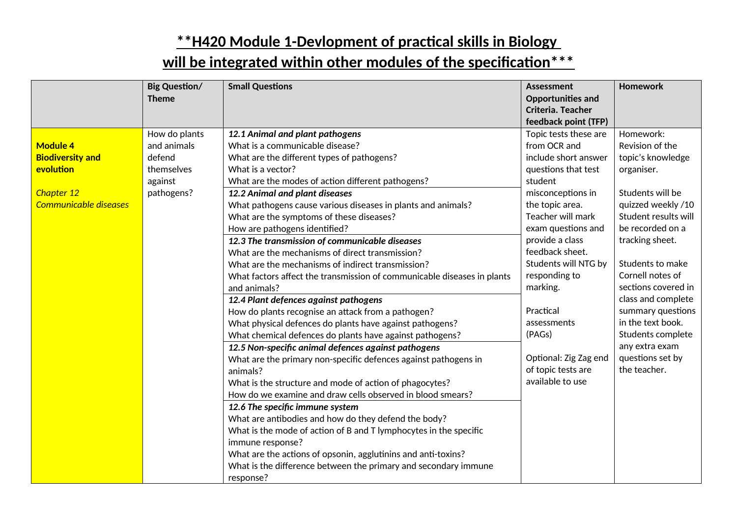# **H420 Module 1-Devlopment of practical skills in Biology will be integrated within other modules of the specification***

| | Big Question/ Theme | Small Questions | Assessment Opportunities and Criteria. Teacher feedback point (TFP) | Homework |
|---|---|---|---|---|
| **Module 4 Biodiversity and evolution**<br><br>*Chapter 12 Communicable diseases* | How do plants and animals defend themselves against pathogens? | ***12.1 Animal and plant pathogens***<br>What is a communicable disease?<br>What are the different types of pathogens?<br>What is a vector?<br>What are the modes of action different pathogens?<br>***12.2 Animal and plant diseases***<br>What pathogens cause various diseases in plants and animals?<br>What are the symptoms of these diseases?<br>How are pathogens identified?<br>***12.3 The transmission of communicable diseases***<br>What are the mechanisms of direct transmission?<br>What are the mechanisms of indirect transmission?<br>What factors affect the transmission of communicable diseases in plants and animals?<br>***12.4 Plant defences against pathogens***<br>How do plants recognise an attack from a pathogen?<br>What physical defences do plants have against pathogens?<br>What chemical defences do plants have against pathogens?<br>***12.5 Non-specific animal defences against pathogens***<br>What are the primary non-specific defences against pathogens in animals?<br>What is the structure and mode of action of phagocytes?<br>How do we examine and draw cells observed in blood smears?<br>***12.6 The specific immune system***<br>What are antibodies and how do they defend the body?<br>What is the mode of action of B and T lymphocytes in the specific immune response?<br>What are the actions of opsonin, agglutinins and anti-toxins?<br>What is the difference between the primary and secondary immune response? | Topic tests these are from OCR and include short answer questions that test student misconceptions in the topic area. Teacher will mark exam questions and provide a class feedback sheet. Students will NTG by responding to marking.<br><br>Practical assessments (PAGs)<br><br>Optional: Zig Zag end of topic tests are available to use | Homework: Revision of the topic's knowledge organiser.<br><br>Students will be quizzed weekly /10 Student results will be recorded on a tracking sheet.<br><br>Students to make Cornell notes of sections covered in class and complete summary questions in the text book. Students complete any extra exam questions set by the teacher. |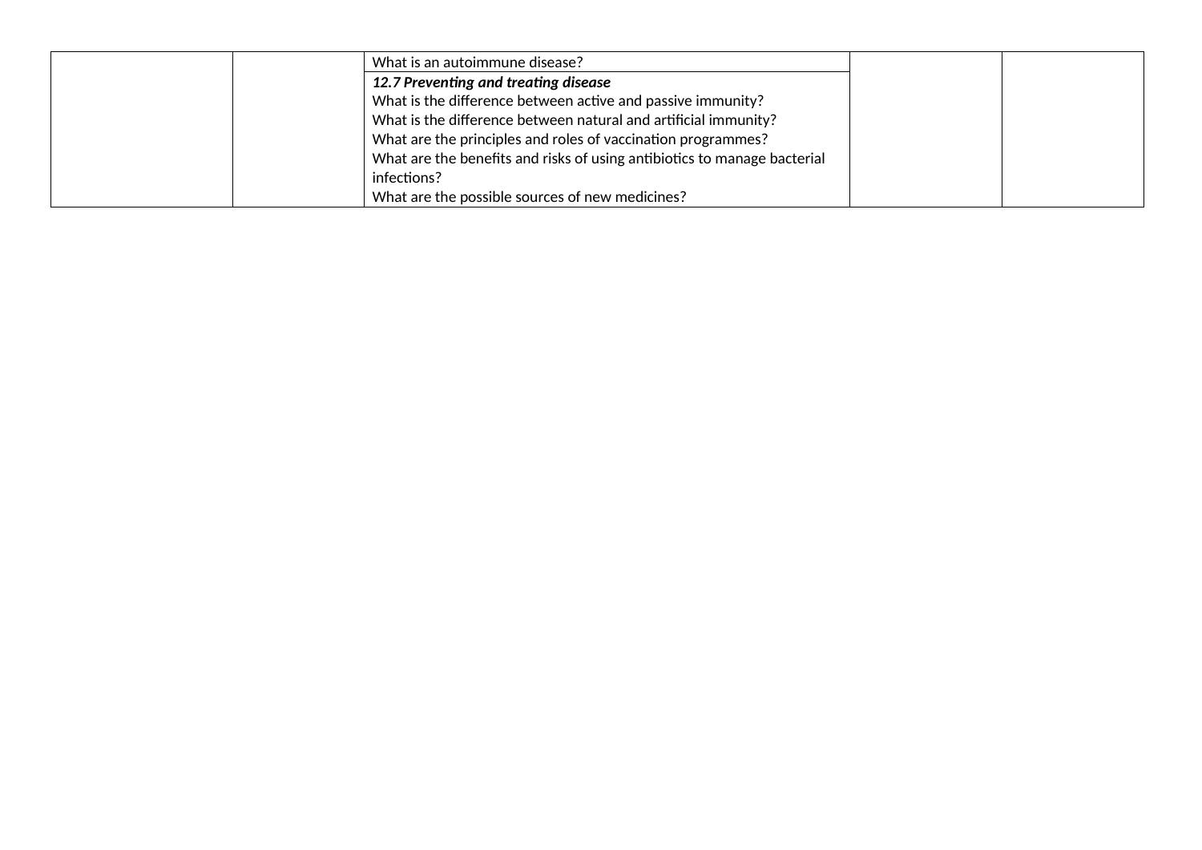| | | | | |
|---|---|---|---|---|
| | | What is an autoimmune disease? | | |
| | | ***12.7 Preventing and treating disease***<br>What is the difference between active and passive immunity?<br>What is the difference between natural and artificial immunity?<br>What are the principles and roles of vaccination programmes?<br>What are the benefits and risks of using antibiotics to manage bacterial infections?<br>What are the possible sources of new medicines? | | |